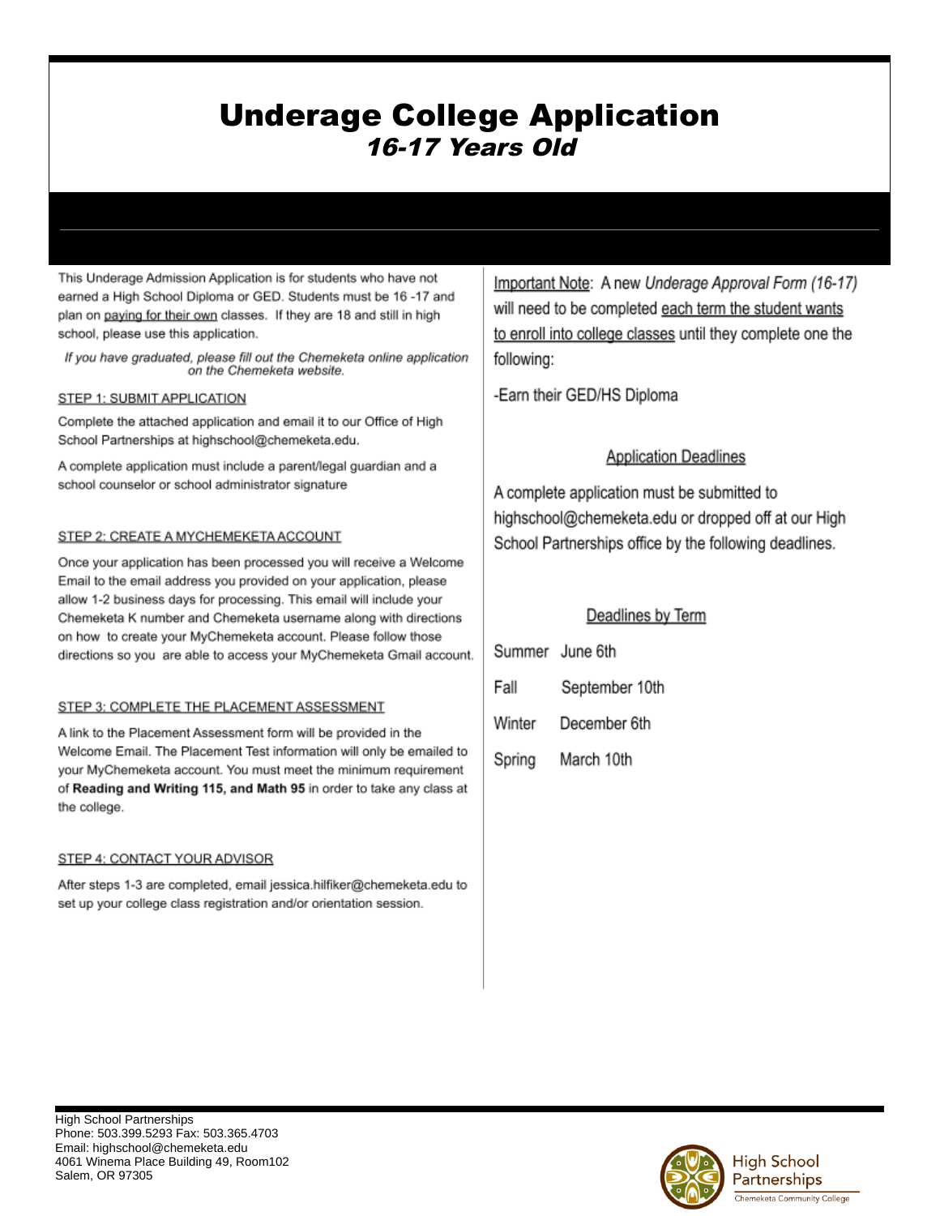# Underage College Application
## *16-17 Years Old*

This Underage Admission Application is for students who have not earned a High School Diploma or GED. Students must be 16 -17 and plan on paying for their own classes. If they are 18 and still in high school, please use this application.

*If you have graduated, please fill out the Chemeketa online application on the Chemeketa website.*

### STEP 1: SUBMIT APPLICATION

Complete the attached application and email it to our Office of High School Partnerships at highschool@chemeketa.edu.

A complete application must include a parent/legal guardian and a school counselor or school administrator signature

### STEP 2: CREATE A MYCHEMEKETA ACCOUNT

Once your application has been processed you will receive a Welcome Email to the email address you provided on your application, please allow 1-2 business days for processing. This email will include your Chemeketa K number and Chemeketa username along with directions on how to create your MyChemeketa account. Please follow those directions so you are able to access your MyChemeketa Gmail account.

### STEP 3: COMPLETE THE PLACEMENT ASSESSMENT

A link to the Placement Assessment form will be provided in the Welcome Email. The Placement Test information will only be emailed to your MyChemeketa account. You must meet the minimum requirement of **Reading and Writing 115, and Math 95** in order to take any class at the college.

### STEP 4: CONTACT YOUR ADVISOR

After steps 1-3 are completed, email jessica.hilfiker@chemeketa.edu to set up your college class registration and/or orientation session.

Important Note: A new *Underage Approval Form (16-17)* will need to be completed each term the student wants to enroll into college classes until they complete one the following:

-Earn their GED/HS Diploma

### Application Deadlines

A complete application must be submitted to highschool@chemeketa.edu or dropped off at our High School Partnerships office by the following deadlines.

#### Deadlines by Term

| Term | Deadline |
|---|---|
| Summer | June 6th |
| Fall | September 10th |
| Winter | December 6th |
| Spring | March 10th |

High School Partnerships
Phone: 503.399.5293 Fax: 503.365.4703
Email: highschool@chemeketa.edu
4061 Winema Place Building 49, Room102
Salem, OR 97305

High School Partnerships
Chemeketa Community College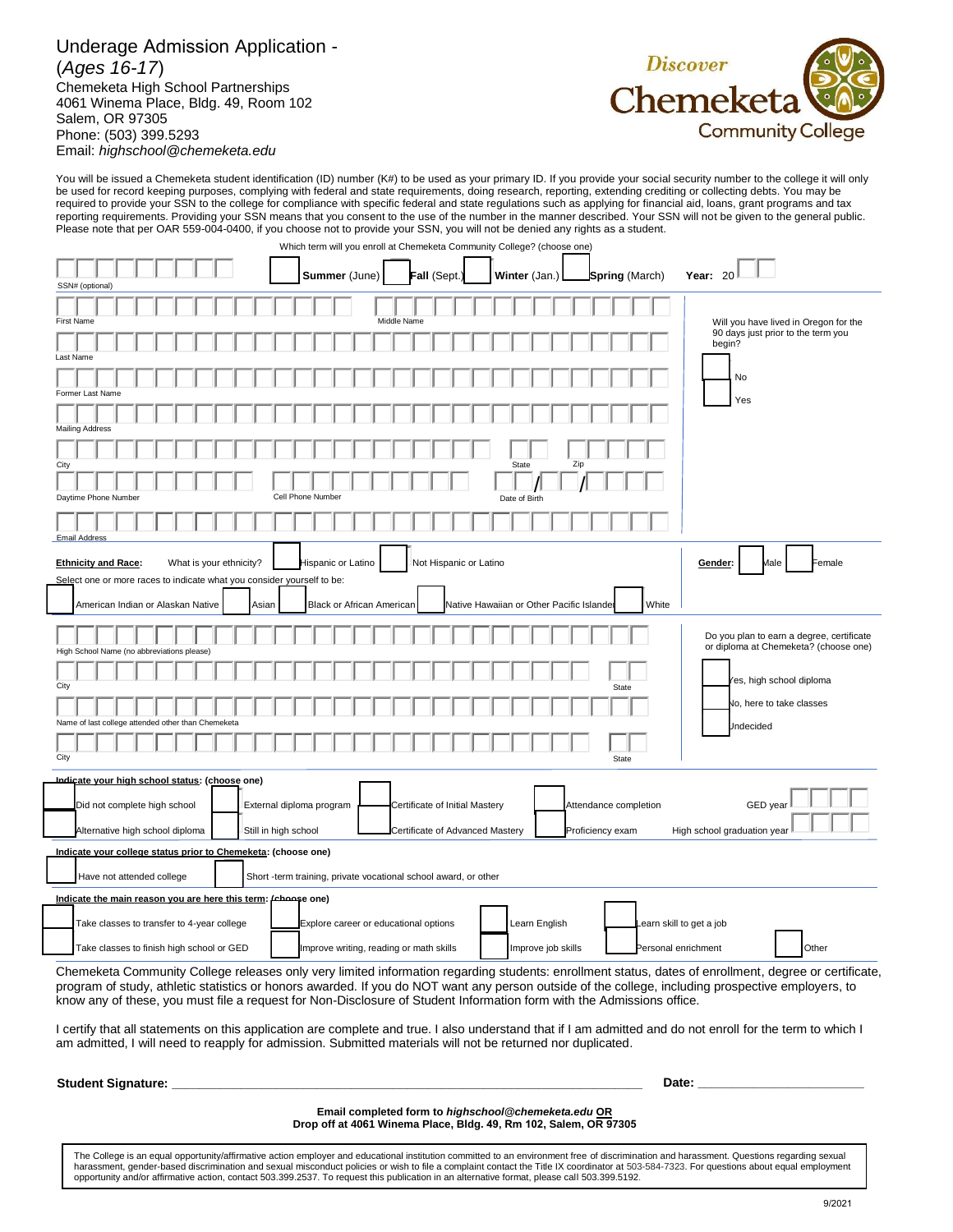# Underage Admission Application - (*Ages 16-17*)

Chemeketa High School Partnerships
4061 Winema Place, Bldg. 49, Room 102
Salem, OR 97305
Phone: (503) 399.5293
Email: *highschool@chemeketa.edu*

Discover Chemeketa Community College

You will be issued a Chemeketa student identification (ID) number (K#) to be used as your primary ID. If you provide your social security number to the college it will only be used for record keeping purposes, complying with federal and state requirements, doing research, reporting, extending crediting or collecting debts. You may be required to provide your SSN to the college for compliance with specific federal and state regulations such as applying for financial aid, loans, grant programs and tax reporting requirements. Providing your SSN means that you consent to the use of the number in the manner described. Your SSN will not be given to the general public. Please note that per OAR 559-004-0400, if you choose not to provide your SSN, you will not be denied any rights as a student.

SSN# (optional)

Which term will you enroll at Chemeketa Community College? (choose one)
☐ **Summer** (June) ☐ **Fall** (Sept.) ☐ **Winter** (Jan.) ☐ **Spring** (March) **Year:** 20__

First Name | Middle Name

Last Name

Former Last Name

Mailing Address

City | State | Zip

Daytime Phone Number | Cell Phone Number | Date of Birth __/__/__

Email Address

Will you have lived in Oregon for the 90 days just prior to the term you begin?
☐ No
☐ Yes

**Ethnicity and Race:** What is your ethnicity? ☐ Hispanic or Latino ☐ Not Hispanic or Latino

Select one or more races to indicate what you consider yourself to be:
☐ American Indian or Alaskan Native ☐ Asian ☐ Black or African American ☐ Native Hawaiian or Other Pacific Islander ☐ White

**Gender:** ☐ Male ☐ Female

High School Name (no abbreviations please)

City | State

Name of last college attended other than Chemeketa

City | State

Do you plan to earn a degree, certificate or diploma at Chemeketa? (choose one)
☐ Yes, high school diploma
☐ No, here to take classes
☐ Undecided

**Indicate your high school status: (choose one)**
☐ Did not complete high school ☐ External diploma program ☐ Certificate of Initial Mastery ☐ Attendance completion GED year ____
☐ Alternative high school diploma ☐ Still in high school ☐ Certificate of Advanced Mastery ☐ Proficiency exam High school graduation year ____

**Indicate your college status prior to Chemeketa: (choose one)**
☐ Have not attended college ☐ Short -term training, private vocational school award, or other

**Indicate the main reason you are here this term: (choose one)**
☐ Take classes to transfer to 4-year college ☐ Explore career or educational options ☐ Learn English ☐ Learn skill to get a job
☐ Take classes to finish high school or GED ☐ Improve writing, reading or math skills ☐ Improve job skills ☐ Personal enrichment ☐ Other

Chemeketa Community College releases only very limited information regarding students: enrollment status, dates of enrollment, degree or certificate, program of study, athletic statistics or honors awarded. If you do NOT want any person outside of the college, including prospective employers, to know any of these, you must file a request for Non-Disclosure of Student Information form with the Admissions office.

I certify that all statements on this application are complete and true. I also understand that if I am admitted and do not enroll for the term to which I am admitted, I will need to reapply for admission. Submitted materials will not be returned nor duplicated.

**Student Signature:** ______________________________ **Date:** ______________

**Email completed form to *highschool@chemeketa.edu* OR**
**Drop off at 4061 Winema Place, Bldg. 49, Rm 102, Salem, OR 97305**

The College is an equal opportunity/affirmative action employer and educational institution committed to an environment free of discrimination and harassment. Questions regarding sexual harassment, gender-based discrimination and sexual misconduct policies or wish to file a complaint contact the Title IX coordinator at 503-584-7323. For questions about equal employment opportunity and/or affirmative action, contact 503.399.2537. To request this publication in an alternative format, please call 503.399.5192.

9/2021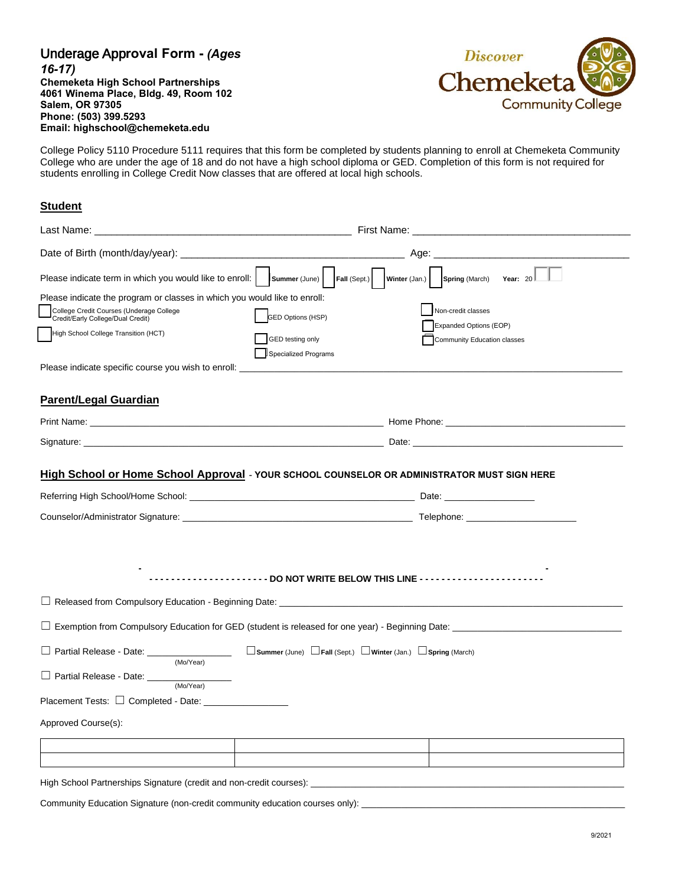# Underage Approval Form - *(Ages 16-17)*

**Chemeketa High School Partnerships**
**4061 Winema Place, Bldg. 49, Room 102**
**Salem, OR 97305**
**Phone: (503) 399.5293**
**Email: highschool@chemeketa.edu**

Discover Chemeketa Community College

College Policy 5110 Procedure 5111 requires that this form be completed by students planning to enroll at Chemeketa Community College who are under the age of 18 and do not have a high school diploma or GED. Completion of this form is not required for students enrolling in College Credit Now classes that are offered at local high schools.

## Student

Last Name: ______________________________ First Name: ______________________________

Date of Birth (month/day/year): ______________________________ Age: ______________________________

Please indicate term in which you would like to enroll: ☐ **Summer** (June) ☐ **Fall** (Sept.) ☐ **Winter** (Jan.) ☐ **Spring** (March) **Year:** 20☐☐

Please indicate the program or classes in which you would like to enroll:

- ☐ College Credit Courses (Underage College Credit/Early College/Dual Credit)
- ☐ High School College Transition (HCT)
- ☐ GED Options (HSP)
- ☐ GED testing only
- ☐ Specialized Programs
- ☐ Non-credit classes
- ☐ Expanded Options (EOP)
- ☐ Community Education classes

Please indicate specific course you wish to enroll: ______________________________

## Parent/Legal Guardian

Print Name: ______________________________ Home Phone: ______________________________

Signature: ______________________________ Date: ______________________________

## High School or Home School Approval - YOUR SCHOOL COUNSELOR OR ADMINISTRATOR MUST SIGN HERE

Referring High School/Home School: ______________________________ Date: ______________

Counselor/Administrator Signature: ______________________________ Telephone: ______________

---------------------- **DO NOT WRITE BELOW THIS LINE** ----------------------

☐ Released from Compulsory Education - Beginning Date: ______________________________

☐ Exemption from Compulsory Education for GED (student is released for one year) - Beginning Date: ______________________________

☐ Partial Release - Date: ______________ (Mo/Year) ☐ **Summer** (June) ☐ **Fall** (Sept.) ☐ **Winter** (Jan.) ☐ **Spring** (March)

☐ Partial Release - Date: ______________ (Mo/Year)

Placement Tests: ☐ Completed - Date: ______________

Approved Course(s):

| | | |
|---|---|---|
| | | |
| | | |

High School Partnerships Signature (credit and non-credit courses): ______________________________

Community Education Signature (non-credit community education courses only): ______________________________

9/2021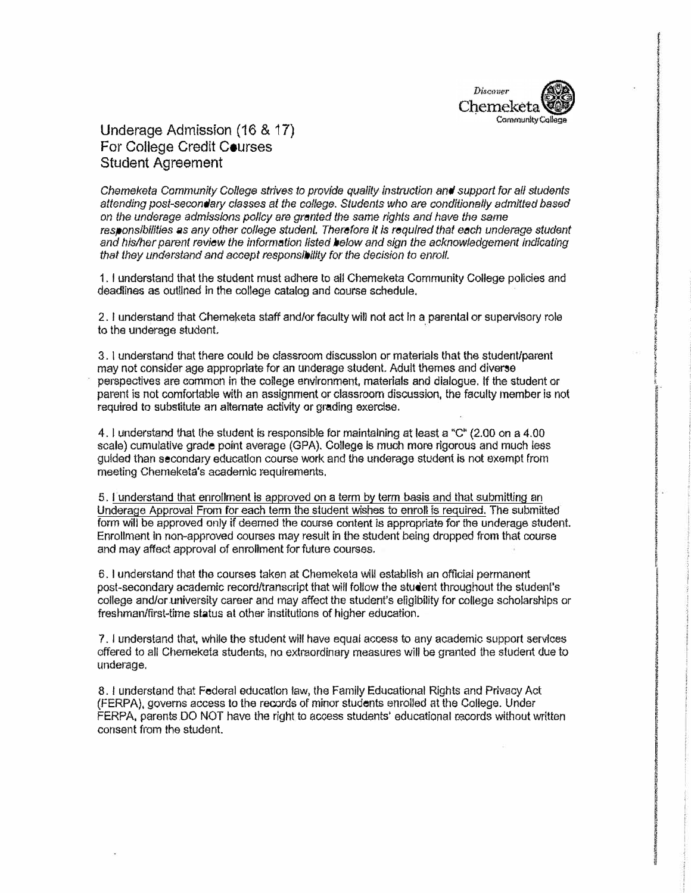Discover Chemeketa Community College

# Underage Admission (16 & 17) For College Credit Courses Student Agreement

*Chemeketa Community College strives to provide quality instruction and support for all students attending post-secondary classes at the college. Students who are conditionally admitted based on the underage admissions policy are granted the same rights and have the same responsibilities as any other college student. Therefore it is required that each underage student and his/her parent review the information listed below and sign the acknowledgement indicating that they understand and accept responsibility for the decision to enroll.*

1. I understand that the student must adhere to all Chemeketa Community College policies and deadlines as outlined in the college catalog and course schedule.

2. I understand that Chemeketa staff and/or faculty will not act in a parental or supervisory role to the underage student.

3. I understand that there could be classroom discussion or materials that the student/parent may not consider age appropriate for an underage student. Adult themes and diverse perspectives are common in the college environment, materials and dialogue. If the student or parent is not comfortable with an assignment or classroom discussion, the faculty member is not required to substitute an alternate activity or grading exercise.

4. I understand that the student is responsible for maintaining at least a "C" (2.00 on a 4.00 scale) cumulative grade point average (GPA). College is much more rigorous and much less guided than secondary education course work and the underage student is not exempt from meeting Chemeketa's academic requirements.

5. I understand that enrollment is approved on a term by term basis and that submitting an Underage Approval From for each term the student wishes to enroll is required. The submitted form will be approved only if deemed the course content is appropriate for the underage student. Enrollment in non-approved courses may result in the student being dropped from that course and may affect approval of enrollment for future courses.

6. I understand that the courses taken at Chemeketa will establish an official permanent post-secondary academic record/transcript that will follow the student throughout the student's college and/or university career and may affect the student's eligibility for college scholarships or freshman/first-time status at other institutions of higher education.

7. I understand that, while the student will have equal access to any academic support services offered to all Chemeketa students, no extraordinary measures will be granted the student due to underage.

8. I understand that Federal education law, the Family Educational Rights and Privacy Act (FERPA), governs access to the records of minor students enrolled at the College. Under FERPA, parents DO NOT have the right to access students' educational records without written consent from the student.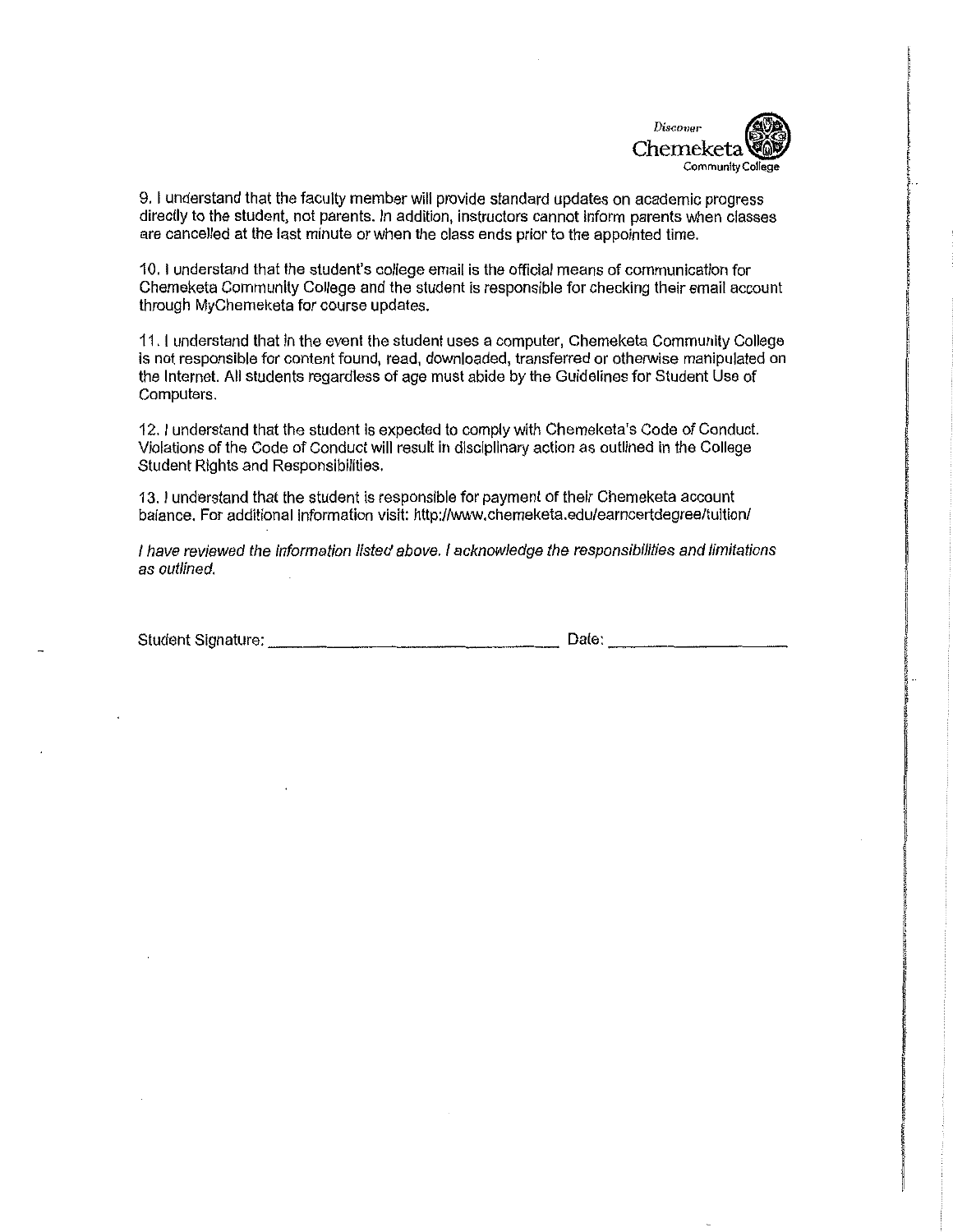9. I understand that the faculty member will provide standard updates on academic progress directly to the student, not parents. In addition, instructors cannot inform parents when classes are cancelled at the last minute or when the class ends prior to the appointed time.

10. I understand that the student's college email is the official means of communication for Chemeketa Community College and the student is responsible for checking their email account through MyChemeketa for course updates.

11. I understand that in the event the student uses a computer, Chemeketa Community College is not responsible for content found, read, downloaded, transferred or otherwise manipulated on the Internet. All students regardless of age must abide by the Guidelines for Student Use of Computers.

12. I understand that the student is expected to comply with Chemeketa's Code of Conduct. Violations of the Code of Conduct will result in disciplinary action as outlined in the College Student Rights and Responsibilities.

13. I understand that the student is responsible for payment of their Chemeketa account balance. For additional information visit: http://www.chemeketa.edu/earncertdegree/tuition/

*I have reviewed the information listed above. I acknowledge the responsibilities and limitations as outlined.*

Student Signature: ______________________________ Date: ____________________